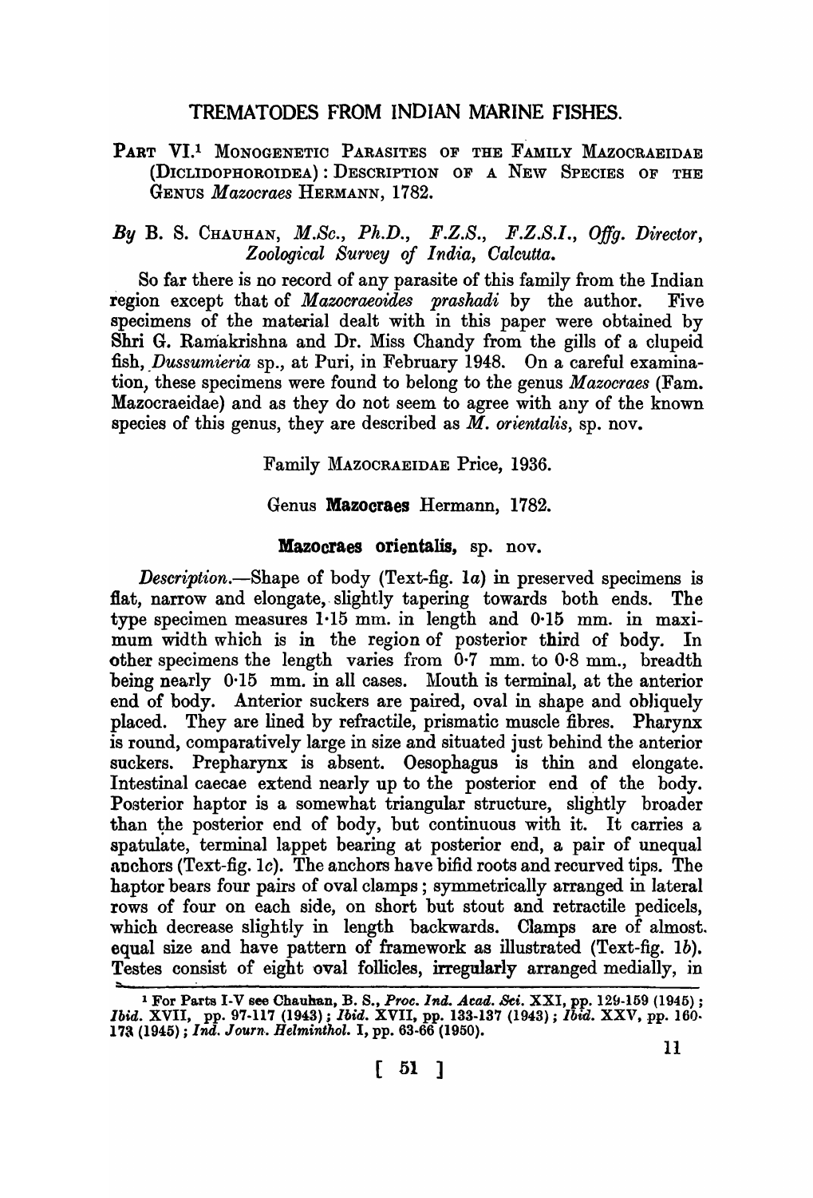# TREMATODES FROM INDIAN MARINE FISHES.

## PART VI.[1] MONOGENETIC PARASITES OF THE FAMILY MAZOCRAEIDAE (DICLIDOPHOROIDEA): DESCRIPTION OF A NEW SPECIES OF THE GENUS *Mazocraes* HERMANN, 1782.

*By* B. S. CHAUHAN, *M.Sc., Ph.D., F.Z.S., F.Z.S.I., Offg. Director, Zoological Survey of India, Calcutta.*

So far there is no record of any parasite of this family from the Indian region except that of *Mazocraeoides prashadi* by the author. Five specimens of the material dealt with in this paper were obtained by Shri G. Ramakrishna and Dr. Miss Chandy from the gills of a clupeid fish, *Dussumieria* sp., at Puri, in February 1948. On a careful examination, these specimens were found to belong to the genus *Mazocraes* (Fam. Mazocraeidae) and as they do not seem to agree with any of the known species of this genus, they are described as *M. orientalis*, sp. nov.

Family MAZOCRAEIDAE Price, 1936.

Genus **Mazocraes** Hermann, 1782.

### **Mazocraes orientalis**, sp. nov.

*Description.*—Shape of body (Text-fig. 1*a*) in preserved specimens is flat, narrow and elongate, slightly tapering towards both ends. The type specimen measures 1·15 mm. in length and 0·15 mm. in maximum width which is in the region of posterior third of body. In other specimens the length varies from 0·7 mm. to 0·8 mm., breadth being nearly 0·15 mm. in all cases. Mouth is terminal, at the anterior end of body. Anterior suckers are paired, oval in shape and obliquely placed. They are lined by refractile, prismatic muscle fibres. Pharynx is round, comparatively large in size and situated just behind the anterior suckers. Prepharynx is absent. Oesophagus is thin and elongate. Intestinal caecae extend nearly up to the posterior end of the body. Posterior haptor is a somewhat triangular structure, slightly broader than the posterior end of body, but continuous with it. It carries a spatulate, terminal lappet bearing at posterior end, a pair of unequal anchors (Text-fig. 1*c*). The anchors have bifid roots and recurved tips. The haptor bears four pairs of oval clamps; symmetrically arranged in lateral rows of four on each side, on short but stout and retractile pedicels, which decrease slightly in length backwards. Clamps are of almost equal size and have pattern of framework as illustrated (Text-fig. 1*b*). Testes consist of eight oval follicles, irregularly arranged medially, in

[1] For Parts I-V see Chauhan, B. S., *Proc. Ind. Acad. Sci.* XXI, pp. 129-159 (1945); *Ibid.* XVII, pp. 97-117 (1943); *Ibid.* XVII, pp. 133-137 (1943); *Ibid.* XXV, pp. 160-173 (1945); *Ind. Journ. Helminthol.* I, pp. 63-66 (1950).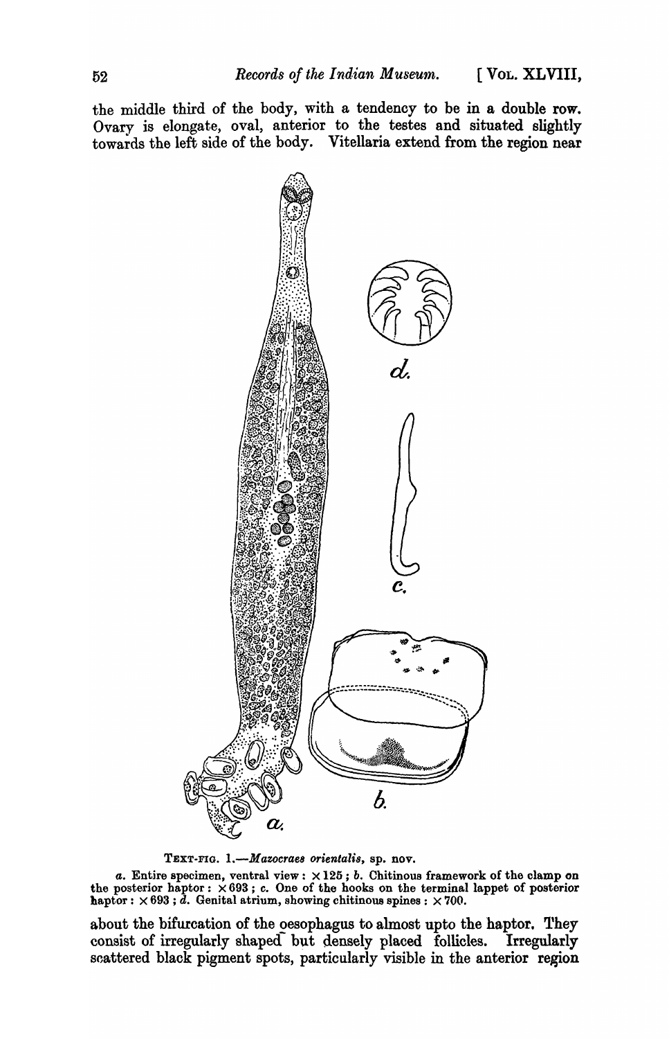the middle third of the body, with a tendency to be in a double row. Ovary is elongate, oval, anterior to the testes and situated slightly towards the left side of the body. Vitellaria extend from the region near

TEXT-FIG. 1.—*Mazocraes orientalis*, sp. nov.

*a*. Entire specimen, ventral view : × 125 ; *b*. Chitinous framework of the clamp on the posterior haptor : × 693 ; *c*. One of the hooks on the terminal lappet of posterior haptor : × 693 ; *d*. Genital atrium, showing chitinous spines : × 700.

about the bifurcation of the oesophagus to almost upto the haptor. They consist of irregularly shaped but densely placed follicles. Irregularly scattered black pigment spots, particularly visible in the anterior region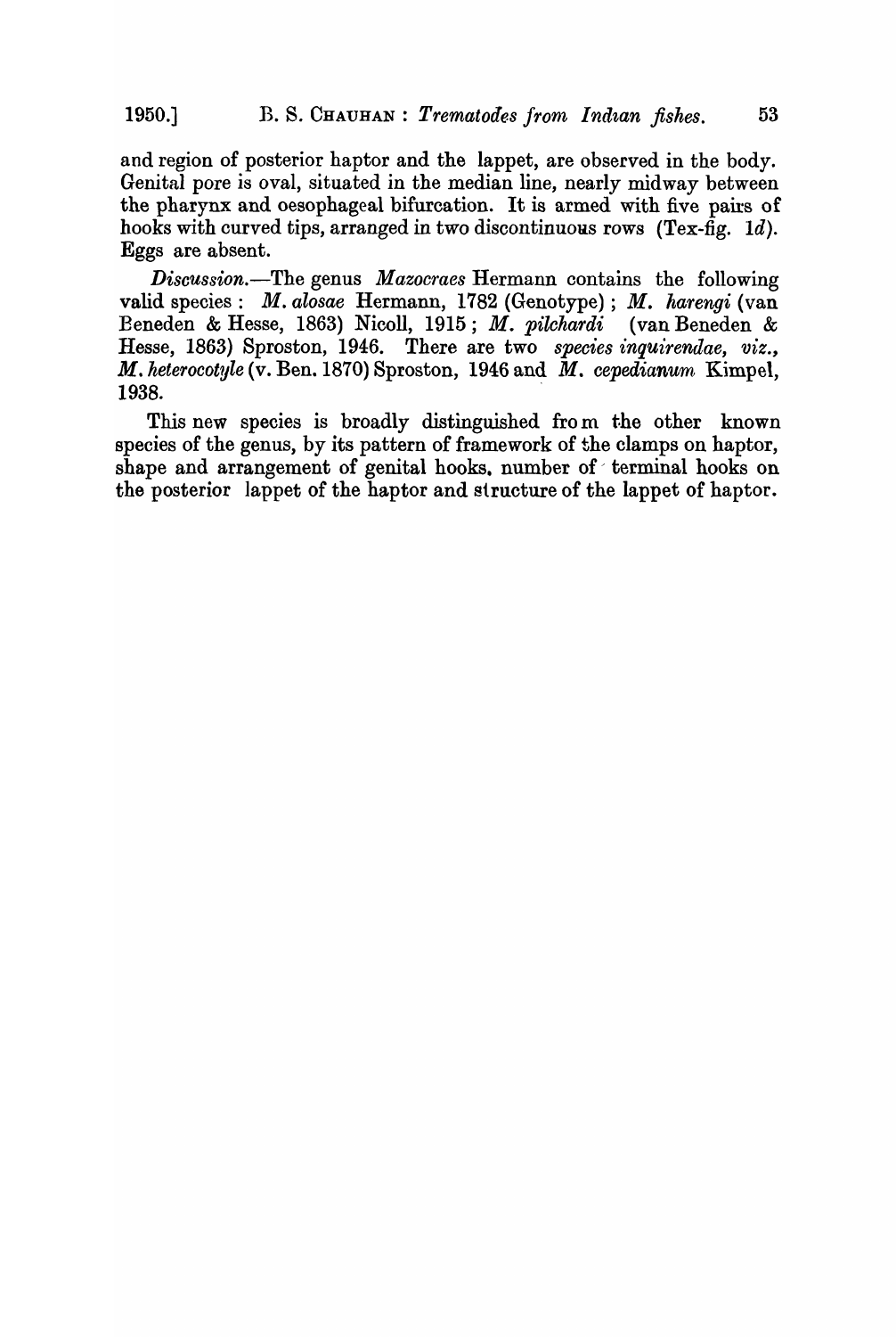and region of posterior haptor and the lappet, are observed in the body. Genital pore is oval, situated in the median line, nearly midway between the pharynx and oesophageal bifurcation. It is armed with five pairs of hooks with curved tips, arranged in two discontinuous rows (Tex-fig. 1*d*). Eggs are absent.

*Discussion*.—The genus *Mazocraes* Hermann contains the following valid species: *M. alosae* Hermann, 1782 (Genotype); *M. harengi* (van Beneden & Hesse, 1863) Nicoll, 1915; *M. pilchardi* (van Beneden & Hesse, 1863) Sproston, 1946. There are two *species inquirendae, viz., M. heterocotyle* (v. Ben. 1870) Sproston, 1946 and *M. cepedianum* Kimpel, 1938.

This new species is broadly distinguished from the other known species of the genus, by its pattern of framework of the clamps on haptor, shape and arrangement of genital hooks, number of terminal hooks on the posterior lappet of the haptor and structure of the lappet of haptor.